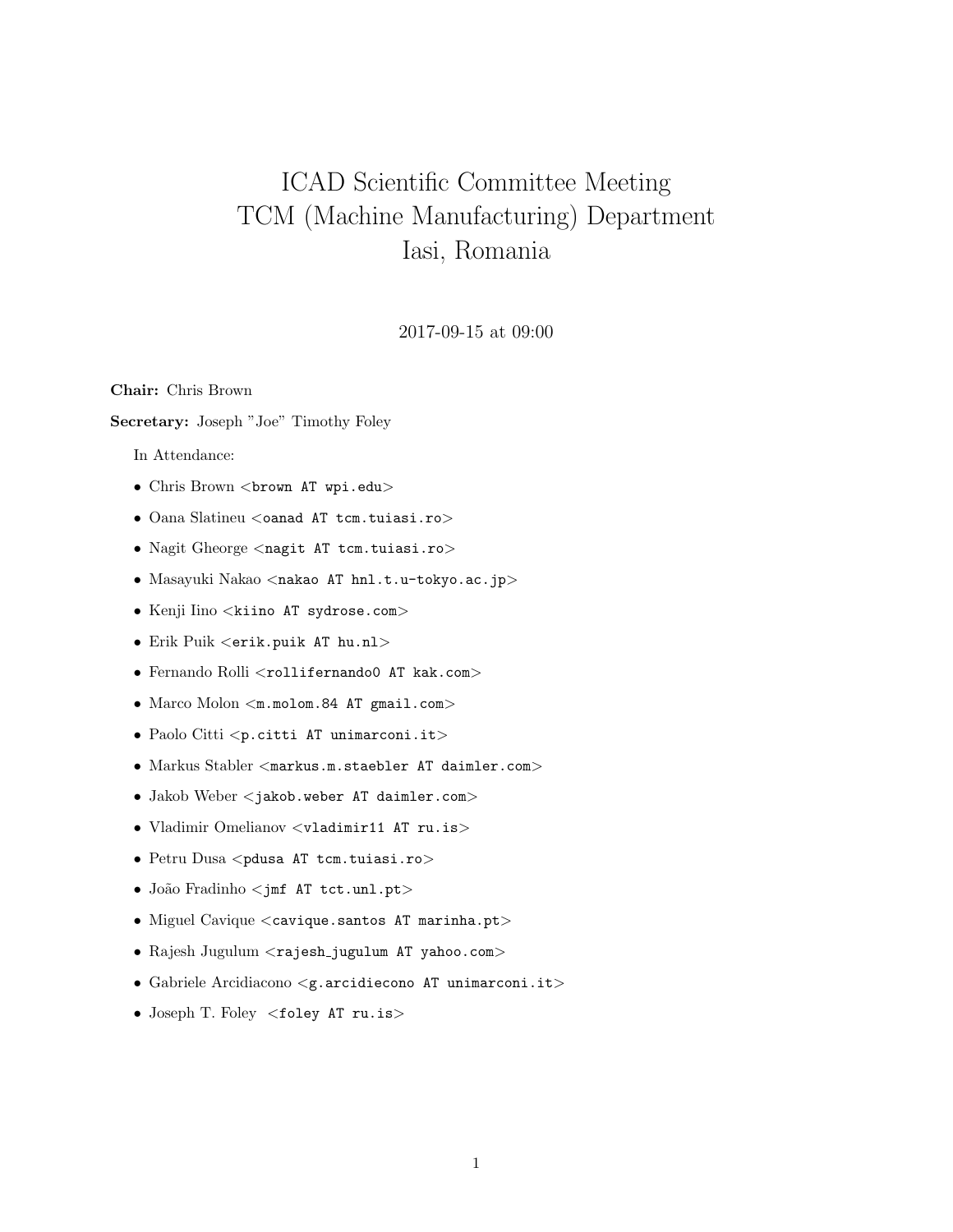# ICAD Scientific Committee Meeting
# TCM (Machine Manufacturing) Department
# Iasi, Romania

2017-09-15 at 09:00

**Chair:** Chris Brown

**Secretary:** Joseph "Joe" Timothy Foley

In Attendance:

- Chris Brown <brown AT wpi.edu>
- Oana Slatineu <oanad AT tcm.tuiasi.ro>
- Nagit Gheorge <nagit AT tcm.tuiasi.ro>
- Masayuki Nakao <nakao AT hnl.t.u-tokyo.ac.jp>
- Kenji Iino <kiino AT sydrose.com>
- Erik Puik <erik.puik AT hu.nl>
- Fernando Rolli <rollifernando0 AT kak.com>
- Marco Molon <m.molom.84 AT gmail.com>
- Paolo Citti <p.citti AT unimarconi.it>
- Markus Stabler <markus.m.staebler AT daimler.com>
- Jakob Weber <jakob.weber AT daimler.com>
- Vladimir Omelianov <vladimir11 AT ru.is>
- Petru Dusa <pdusa AT tcm.tuiasi.ro>
- João Fradinho <jmf AT tct.unl.pt>
- Miguel Cavique <cavique.santos AT marinha.pt>
- Rajesh Jugulum <rajesh_jugulum AT yahoo.com>
- Gabriele Arcidiacono <g.arcidiecono AT unimarconi.it>
- Joseph T. Foley <foley AT ru.is>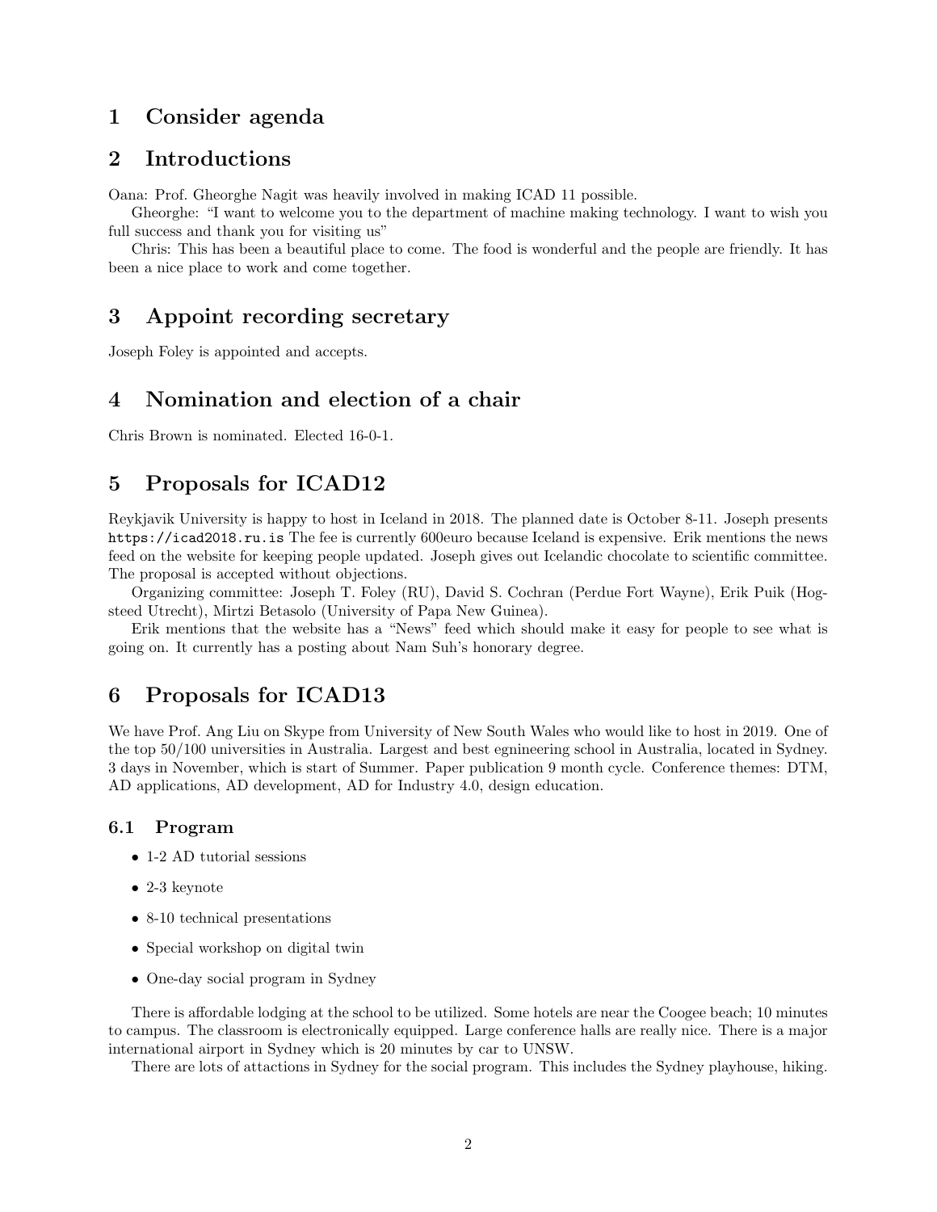# 1 Consider agenda

# 2 Introductions

Oana: Prof. Gheorghe Nagit was heavily involved in making ICAD 11 possible.

Gheorghe: "I want to welcome you to the department of machine making technology. I want to wish you full success and thank you for visiting us"

Chris: This has been a beautiful place to come. The food is wonderful and the people are friendly. It has been a nice place to work and come together.

# 3 Appoint recording secretary

Joseph Foley is appointed and accepts.

# 4 Nomination and election of a chair

Chris Brown is nominated. Elected 16-0-1.

# 5 Proposals for ICAD12

Reykjavik University is happy to host in Iceland in 2018. The planned date is October 8-11. Joseph presents `https://icad2018.ru.is` The fee is currently 600euro because Iceland is expensive. Erik mentions the news feed on the website for keeping people updated. Joseph gives out Icelandic chocolate to scientific committee. The proposal is accepted without objections.

Organizing committee: Joseph T. Foley (RU), David S. Cochran (Perdue Fort Wayne), Erik Puik (Hogsteed Utrecht), Mirtzi Betasolo (University of Papa New Guinea).

Erik mentions that the website has a "News" feed which should make it easy for people to see what is going on. It currently has a posting about Nam Suh's honorary degree.

# 6 Proposals for ICAD13

We have Prof. Ang Liu on Skype from University of New South Wales who would like to host in 2019. One of the top 50/100 universities in Australia. Largest and best egnineering school in Australia, located in Sydney. 3 days in November, which is start of Summer. Paper publication 9 month cycle. Conference themes: DTM, AD applications, AD development, AD for Industry 4.0, design education.

## 6.1 Program

- 1-2 AD tutorial sessions
- 2-3 keynote
- 8-10 technical presentations
- Special workshop on digital twin
- One-day social program in Sydney

There is affordable lodging at the school to be utilized. Some hotels are near the Coogee beach; 10 minutes to campus. The classroom is electronically equipped. Large conference halls are really nice. There is a major international airport in Sydney which is 20 minutes by car to UNSW.

There are lots of attactions in Sydney for the social program. This includes the Sydney playhouse, hiking.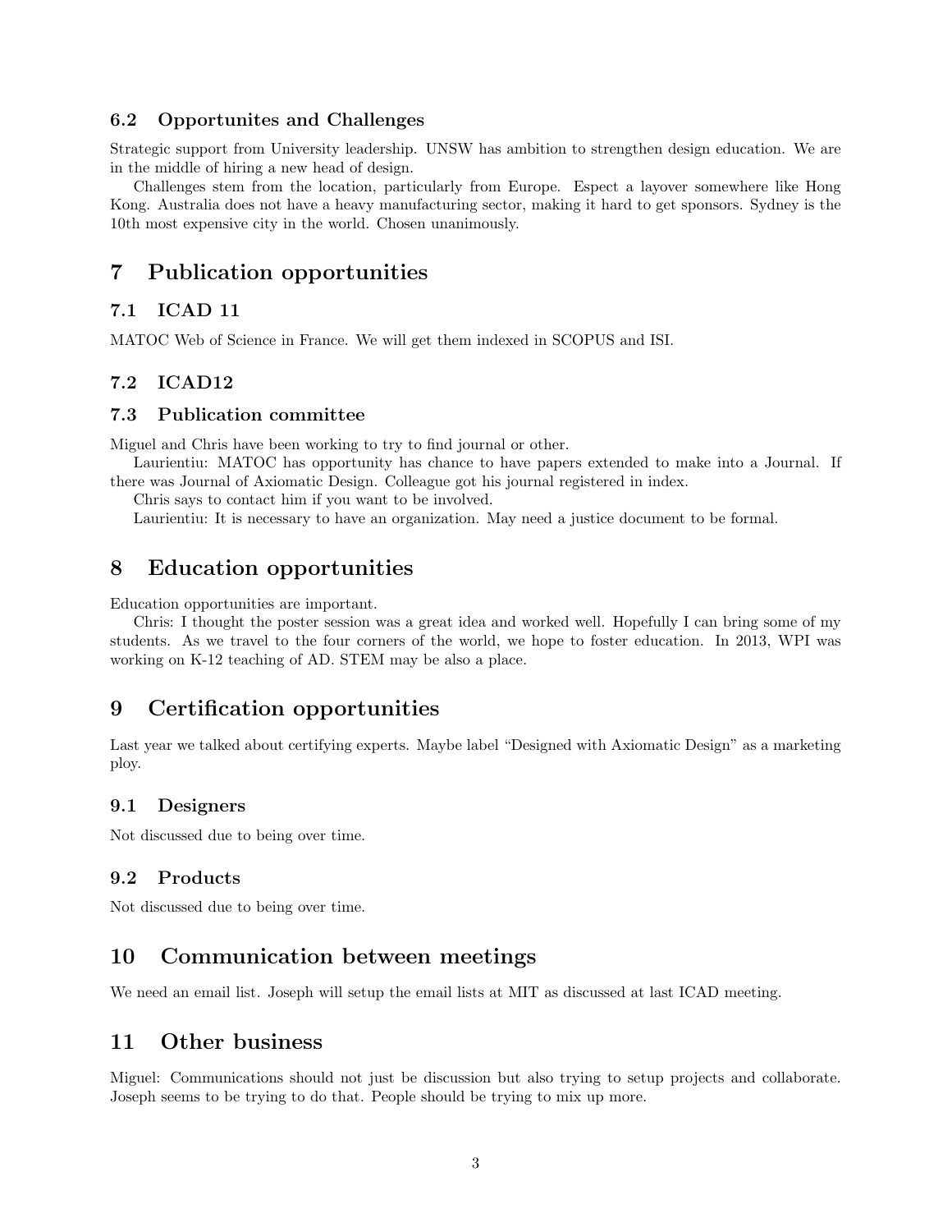### 6.2 Opportunites and Challenges

Strategic support from University leadership. UNSW has ambition to strengthen design education. We are in the middle of hiring a new head of design.

Challenges stem from the location, particularly from Europe. Espect a layover somewhere like Hong Kong. Australia does not have a heavy manufacturing sector, making it hard to get sponsors. Sydney is the 10th most expensive city in the world. Chosen unanimously.

## 7 Publication opportunities

### 7.1 ICAD 11

MATOC Web of Science in France. We will get them indexed in SCOPUS and ISI.

### 7.2 ICAD12

### 7.3 Publication committee

Miguel and Chris have been working to try to find journal or other.

Laurientiu: MATOC has opportunity has chance to have papers extended to make into a Journal. If there was Journal of Axiomatic Design. Colleague got his journal registered in index.

Chris says to contact him if you want to be involved.

Laurientiu: It is necessary to have an organization. May need a justice document to be formal.

## 8 Education opportunities

Education opportunities are important.

Chris: I thought the poster session was a great idea and worked well. Hopefully I can bring some of my students. As we travel to the four corners of the world, we hope to foster education. In 2013, WPI was working on K-12 teaching of AD. STEM may be also a place.

## 9 Certification opportunities

Last year we talked about certifying experts. Maybe label "Designed with Axiomatic Design" as a marketing ploy.

### 9.1 Designers

Not discussed due to being over time.

### 9.2 Products

Not discussed due to being over time.

## 10 Communication between meetings

We need an email list. Joseph will setup the email lists at MIT as discussed at last ICAD meeting.

## 11 Other business

Miguel: Communications should not just be discussion but also trying to setup projects and collaborate. Joseph seems to be trying to do that. People should be trying to mix up more.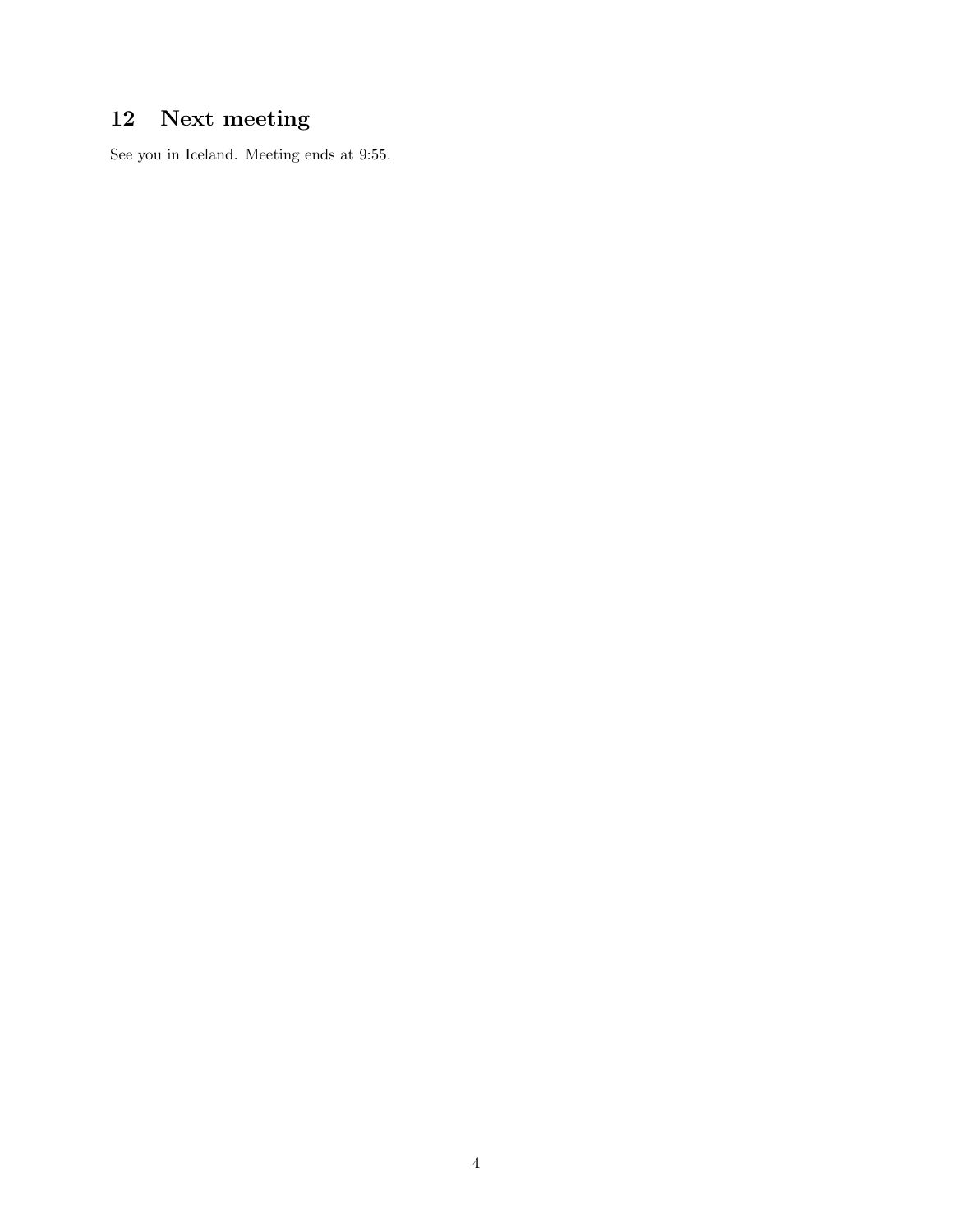## 12 Next meeting

See you in Iceland. Meeting ends at 9:55.